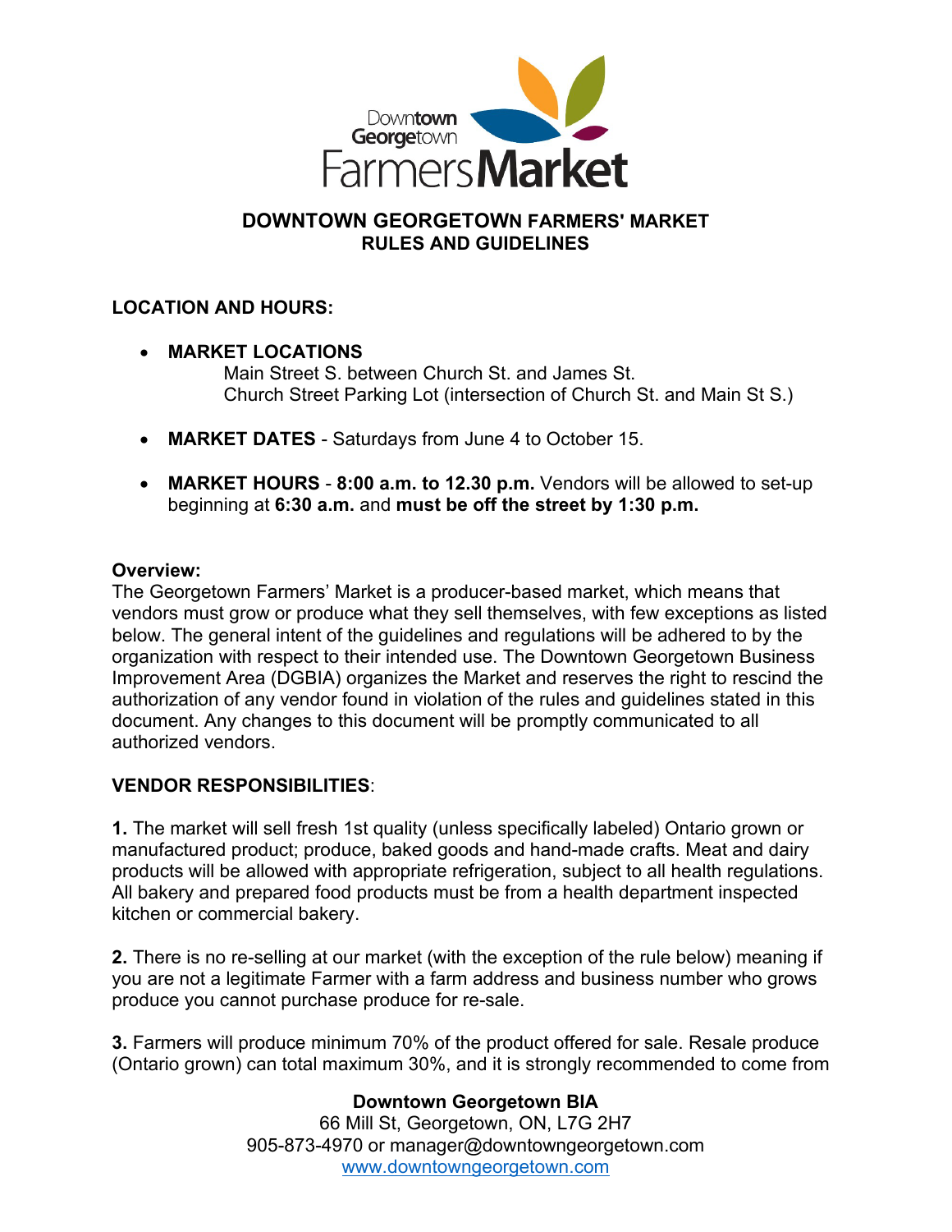# DOWNTOWN GEORGETOWN FARMERS' MARKET RULES AND GUIDELINES

## LOCATION AND HOURS:

- **MARKET LOCATIONS**
  Main Street S. between Church St. and James St.
  Church Street Parking Lot (intersection of Church St. and Main St S.)
- **MARKET DATES** - Saturdays from June 4 to October 15.
- **MARKET HOURS** - **8:00 a.m. to 12.30 p.m.** Vendors will be allowed to set-up beginning at **6:30 a.m.** and **must be off the street by 1:30 p.m.**

**Overview:**
The Georgetown Farmers' Market is a producer-based market, which means that vendors must grow or produce what they sell themselves, with few exceptions as listed below. The general intent of the guidelines and regulations will be adhered to by the organization with respect to their intended use. The Downtown Georgetown Business Improvement Area (DGBIA) organizes the Market and reserves the right to rescind the authorization of any vendor found in violation of the rules and guidelines stated in this document. Any changes to this document will be promptly communicated to all authorized vendors.

## VENDOR RESPONSIBILITIES:

**1.** The market will sell fresh 1st quality (unless specifically labeled) Ontario grown or manufactured product; produce, baked goods and hand-made crafts. Meat and dairy products will be allowed with appropriate refrigeration, subject to all health regulations. All bakery and prepared food products must be from a health department inspected kitchen or commercial bakery.

**2.** There is no re-selling at our market (with the exception of the rule below) meaning if you are not a legitimate Farmer with a farm address and business number who grows produce you cannot purchase produce for re-sale.

**3.** Farmers will produce minimum 70% of the product offered for sale. Resale produce (Ontario grown) can total maximum 30%, and it is strongly recommended to come from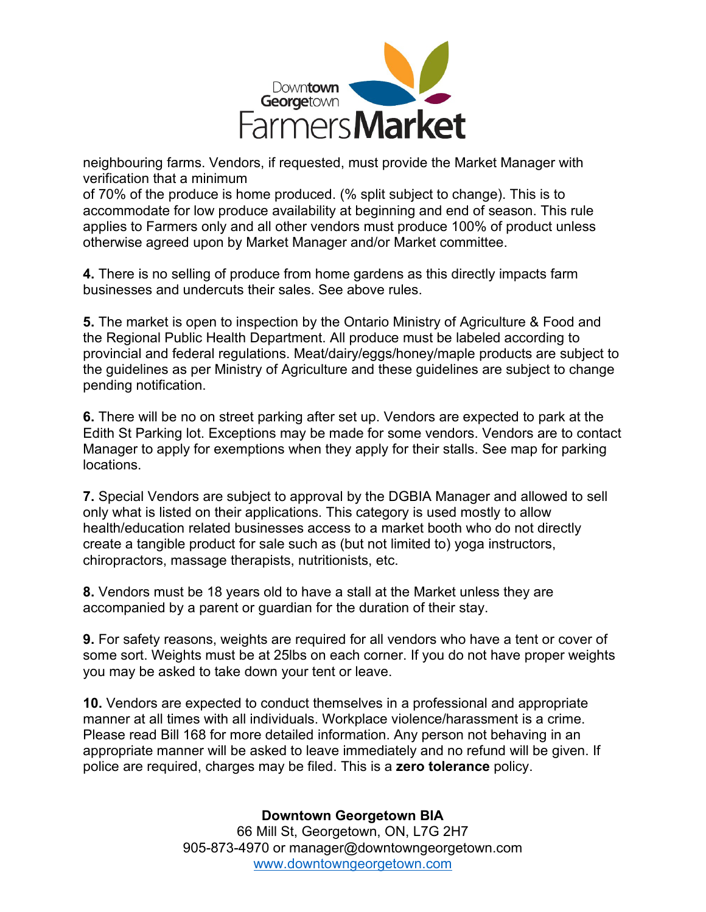neighbouring farms. Vendors, if requested, must provide the Market Manager with verification that a minimum of 70% of the produce is home produced. (% split subject to change). This is to accommodate for low produce availability at beginning and end of season. This rule applies to Farmers only and all other vendors must produce 100% of product unless otherwise agreed upon by Market Manager and/or Market committee.

**4.** There is no selling of produce from home gardens as this directly impacts farm businesses and undercuts their sales. See above rules.

**5.** The market is open to inspection by the Ontario Ministry of Agriculture & Food and the Regional Public Health Department. All produce must be labeled according to provincial and federal regulations. Meat/dairy/eggs/honey/maple products are subject to the guidelines as per Ministry of Agriculture and these guidelines are subject to change pending notification.

**6.** There will be no on street parking after set up. Vendors are expected to park at the Edith St Parking lot. Exceptions may be made for some vendors. Vendors are to contact Manager to apply for exemptions when they apply for their stalls. See map for parking locations.

**7.** Special Vendors are subject to approval by the DGBIA Manager and allowed to sell only what is listed on their applications. This category is used mostly to allow health/education related businesses access to a market booth who do not directly create a tangible product for sale such as (but not limited to) yoga instructors, chiropractors, massage therapists, nutritionists, etc.

**8.** Vendors must be 18 years old to have a stall at the Market unless they are accompanied by a parent or guardian for the duration of their stay.

**9.** For safety reasons, weights are required for all vendors who have a tent or cover of some sort. Weights must be at 25lbs on each corner. If you do not have proper weights you may be asked to take down your tent or leave.

**10.** Vendors are expected to conduct themselves in a professional and appropriate manner at all times with all individuals. Workplace violence/harassment is a crime. Please read Bill 168 for more detailed information. Any person not behaving in an appropriate manner will be asked to leave immediately and no refund will be given. If police are required, charges may be filed. This is a **zero tolerance** policy.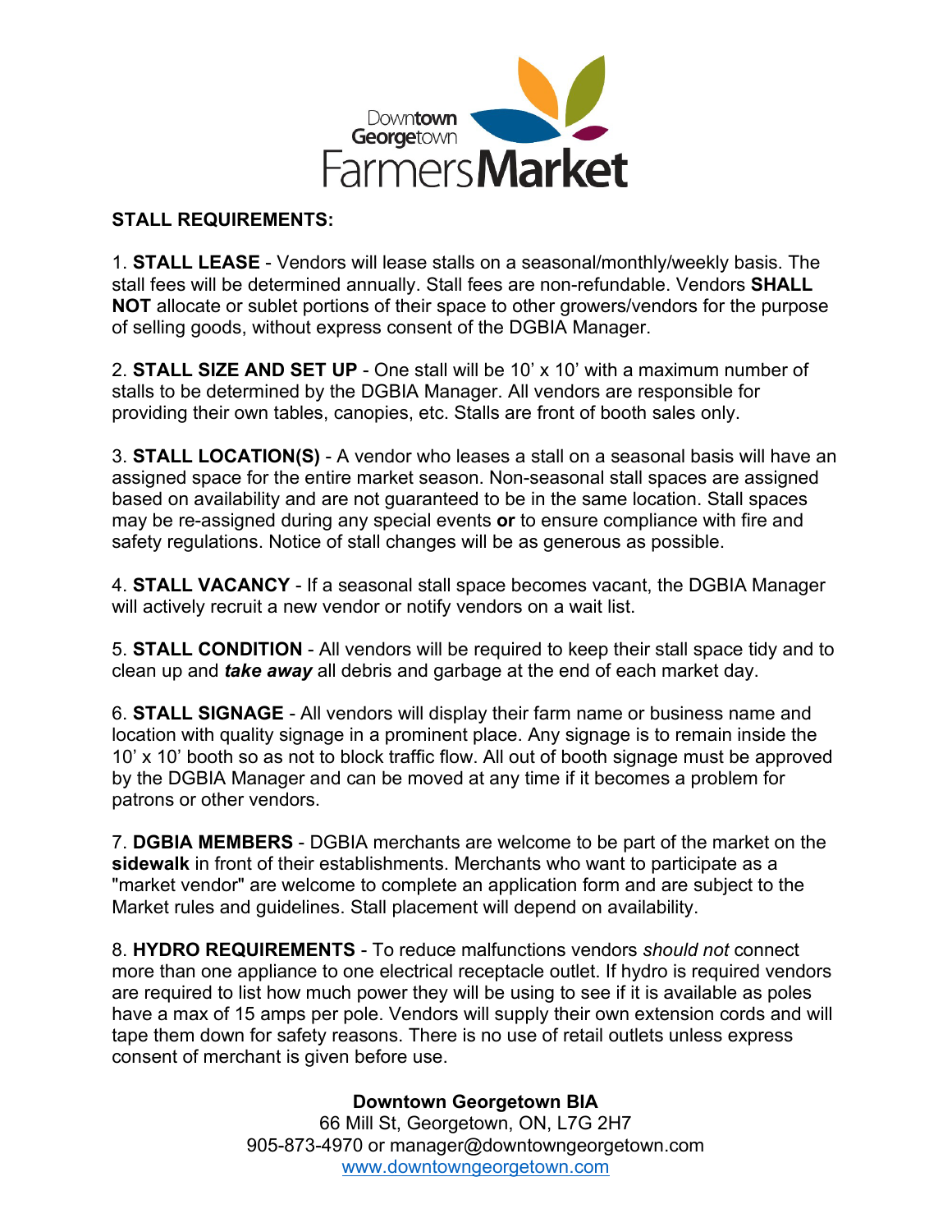Downtown Georgetown
FarmersMarket

**STALL REQUIREMENTS:**

1. **STALL LEASE** - Vendors will lease stalls on a seasonal/monthly/weekly basis. The stall fees will be determined annually. Stall fees are non-refundable. Vendors **SHALL NOT** allocate or sublet portions of their space to other growers/vendors for the purpose of selling goods, without express consent of the DGBIA Manager.

2. **STALL SIZE AND SET UP** - One stall will be 10' x 10' with a maximum number of stalls to be determined by the DGBIA Manager. All vendors are responsible for providing their own tables, canopies, etc. Stalls are front of booth sales only.

3. **STALL LOCATION(S)** - A vendor who leases a stall on a seasonal basis will have an assigned space for the entire market season. Non-seasonal stall spaces are assigned based on availability and are not guaranteed to be in the same location. Stall spaces may be re-assigned during any special events **or** to ensure compliance with fire and safety regulations. Notice of stall changes will be as generous as possible.

4. **STALL VACANCY** - If a seasonal stall space becomes vacant, the DGBIA Manager will actively recruit a new vendor or notify vendors on a wait list.

5. **STALL CONDITION** - All vendors will be required to keep their stall space tidy and to clean up and ***take away*** all debris and garbage at the end of each market day.

6. **STALL SIGNAGE** - All vendors will display their farm name or business name and location with quality signage in a prominent place. Any signage is to remain inside the 10' x 10' booth so as not to block traffic flow. All out of booth signage must be approved by the DGBIA Manager and can be moved at any time if it becomes a problem for patrons or other vendors.

7. **DGBIA MEMBERS** - DGBIA merchants are welcome to be part of the market on the **sidewalk** in front of their establishments. Merchants who want to participate as a "market vendor" are welcome to complete an application form and are subject to the Market rules and guidelines. Stall placement will depend on availability.

8. **HYDRO REQUIREMENTS** - To reduce malfunctions vendors *should not* connect more than one appliance to one electrical receptacle outlet. If hydro is required vendors are required to list how much power they will be using to see if it is available as poles have a max of 15 amps per pole. Vendors will supply their own extension cords and will tape them down for safety reasons. There is no use of retail outlets unless express consent of merchant is given before use.

**Downtown Georgetown BIA**
66 Mill St, Georgetown, ON, L7G 2H7
905-873-4970 or manager@downtowngeorgetown.com
www.downtowngeorgetown.com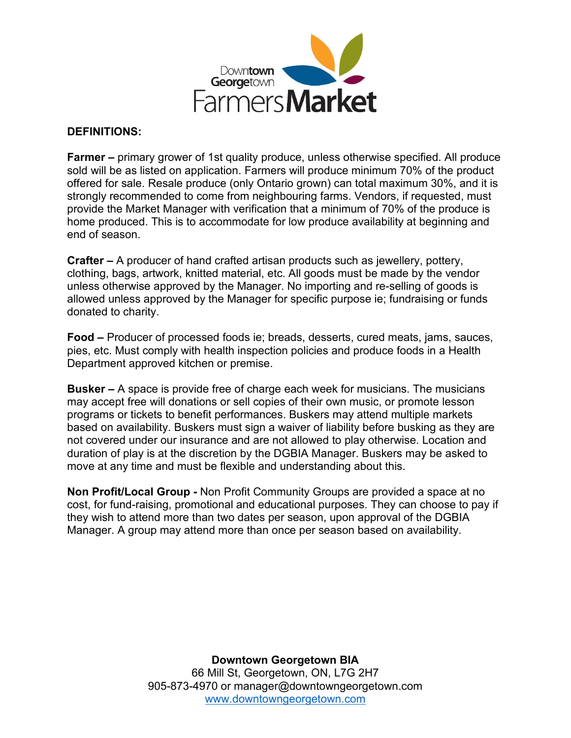Downtown Georgetown FarmersMarket

**DEFINITIONS:**

**Farmer –** primary grower of 1st quality produce, unless otherwise specified. All produce sold will be as listed on application. Farmers will produce minimum 70% of the product offered for sale. Resale produce (only Ontario grown) can total maximum 30%, and it is strongly recommended to come from neighbouring farms. Vendors, if requested, must provide the Market Manager with verification that a minimum of 70% of the produce is home produced. This is to accommodate for low produce availability at beginning and end of season.

**Crafter –** A producer of hand crafted artisan products such as jewellery, pottery, clothing, bags, artwork, knitted material, etc. All goods must be made by the vendor unless otherwise approved by the Manager. No importing and re-selling of goods is allowed unless approved by the Manager for specific purpose ie; fundraising or funds donated to charity.

**Food –** Producer of processed foods ie; breads, desserts, cured meats, jams, sauces, pies, etc. Must comply with health inspection policies and produce foods in a Health Department approved kitchen or premise.

**Busker –** A space is provide free of charge each week for musicians. The musicians may accept free will donations or sell copies of their own music, or promote lesson programs or tickets to benefit performances. Buskers may attend multiple markets based on availability. Buskers must sign a waiver of liability before busking as they are not covered under our insurance and are not allowed to play otherwise. Location and duration of play is at the discretion by the DGBIA Manager. Buskers may be asked to move at any time and must be flexible and understanding about this.

**Non Profit/Local Group -** Non Profit Community Groups are provided a space at no cost, for fund-raising, promotional and educational purposes. They can choose to pay if they wish to attend more than two dates per season, upon approval of the DGBIA Manager. A group may attend more than once per season based on availability.

**Downtown Georgetown BIA**
66 Mill St, Georgetown, ON, L7G 2H7
905-873-4970 or manager@downtowngeorgetown.com
www.downtowngeorgetown.com